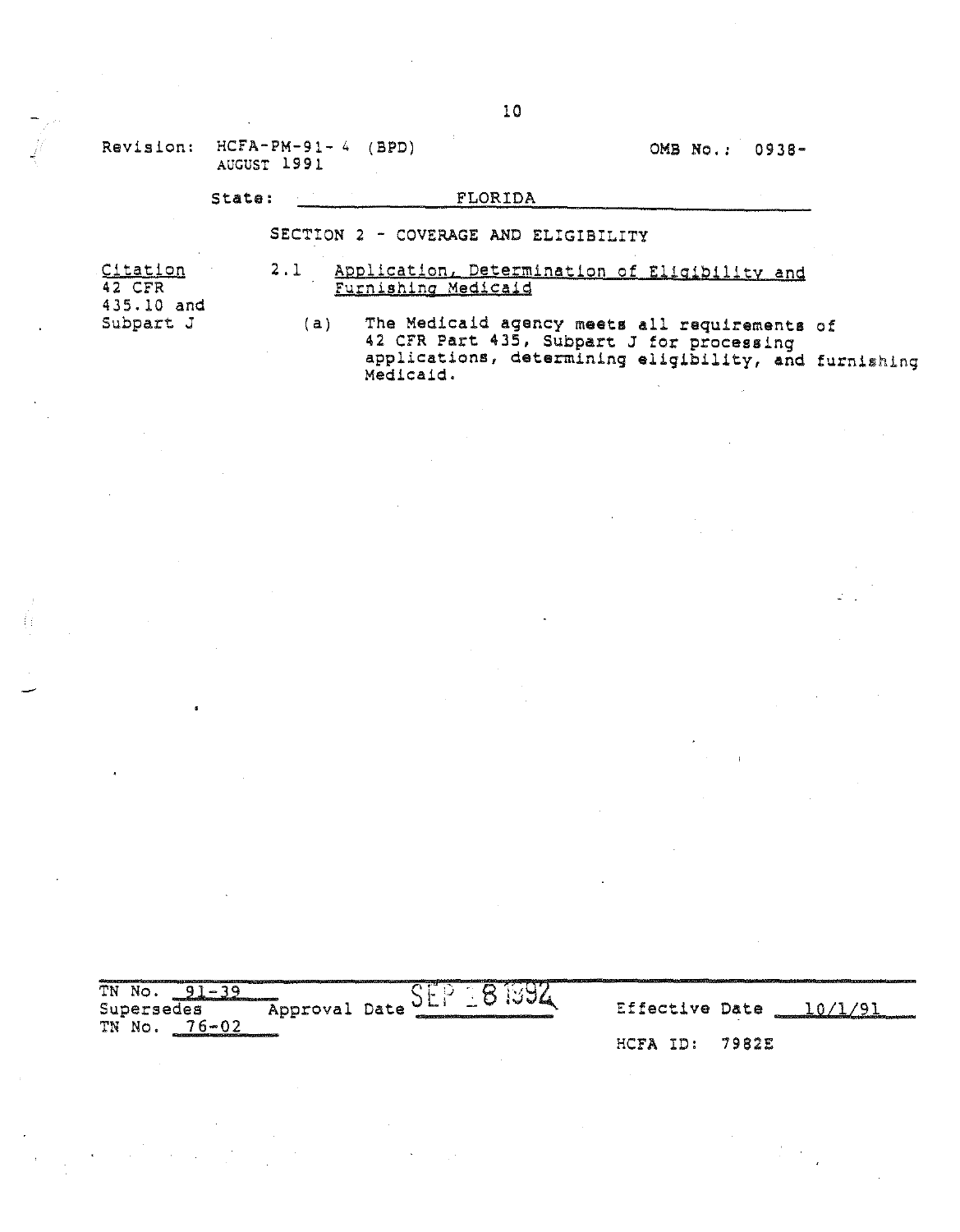Revision: HCFA-PM-91- 4 (BPD) AUGUST 1991

OMB No.: 0938-

State: FLORIDA

## SECTION 2 - COVERAGE AND ELIGIBILITY

Citation 42 CFR 435.10 and Subpart J

2.1 Application, Determination of Eligibility and Furnishing Medicaid

(a) The Medicaid agency meets all requirements of 42 CFR Part 435, Subpart J for processing applications, determining eligibility, and furnishing Medicaid.

TN No. 91-39
Supersedes TN No. 76-02
Approval Date SEP 18 1992
Effective Date 10/1/91
HCFA ID: 7982E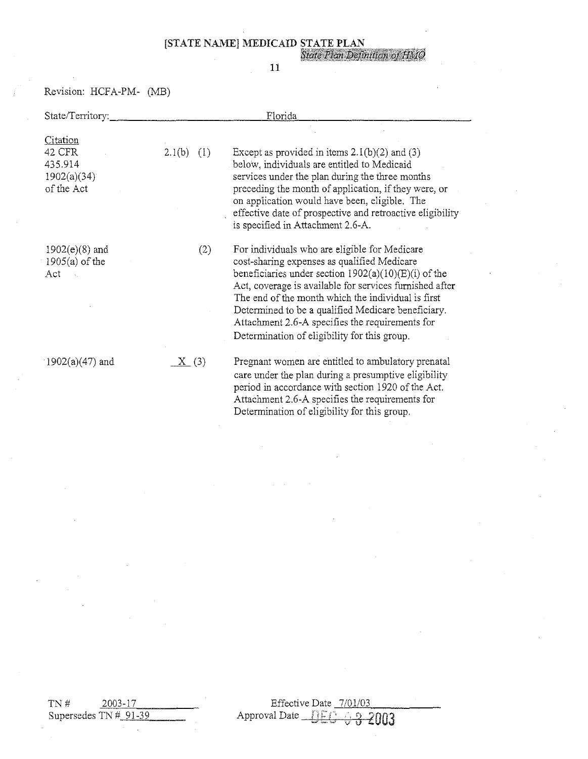# [STATE NAME] MEDICAID STATE PLAN

*State Plan Definition of HMO*

Revision: HCFA-PM- (MB)

State/Territory: Florida

| Citation | | |
|---|---|---|
| 42 CFR 435.914 1902(a)(34) of the Act | 2.1(b) (1) | Except as provided in items 2.1(b)(2) and (3) below, individuals are entitled to Medicaid services under the plan during the three months preceding the month of application, if they were, or on application would have been, eligible. The effective date of prospective and retroactive eligibility is specified in Attachment 2.6-A. |
| 1902(e)(8) and 1905(a) of the Act | (2) | For individuals who are eligible for Medicare cost-sharing expenses as qualified Medicare beneficiaries under section 1902(a)(10)(E)(i) of the Act, coverage is available for services furnished after The end of the month which the individual is first Determined to be a qualified Medicare beneficiary. Attachment 2.6-A specifies the requirements for Determination of eligibility for this group. |
| 1902(a)(47) and | X (3) | Pregnant women are entitled to ambulatory prenatal care under the plan during a presumptive eligibility period in accordance with section 1920 of the Act. Attachment 2.6-A specifies the requirements for Determination of eligibility for this group. |

TN # 2003-17
Supersedes TN # 91-39

Effective Date 7/01/03
Approval Date DEC 03 2003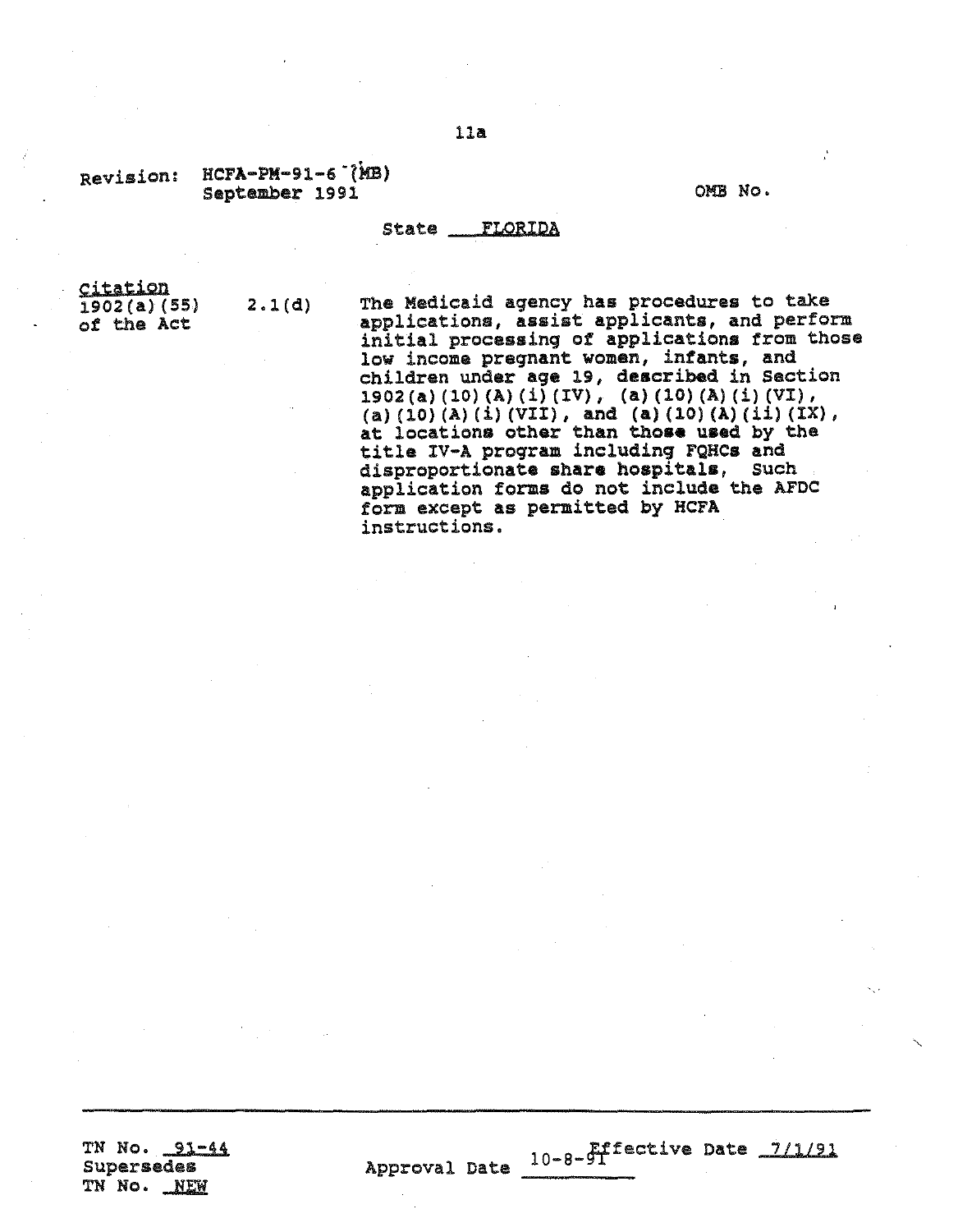Revision: HCFA-PM-91-6 (MB)
September 1991

OMB No.

State FLORIDA

| Citation | | |
|---|---|---|
| 1902(a)(55) of the Act | 2.1(d) | The Medicaid agency has procedures to take applications, assist applicants, and perform initial processing of applications from those low income pregnant women, infants, and children under age 19, described in Section 1902(a)(10)(A)(i)(IV), (a)(10)(A)(i)(VI), (a)(10)(A)(i)(VII), and (a)(10)(A)(ii)(IX), at locations other than those used by the title IV-A program including FQHCs and disproportionate share hospitals, Such application forms do not include the AFDC form except as permitted by HCFA instructions. |

TN No. 91-44
Supersedes
TN No. NEW

Approval Date 10-8-91

Effective Date 7/1/91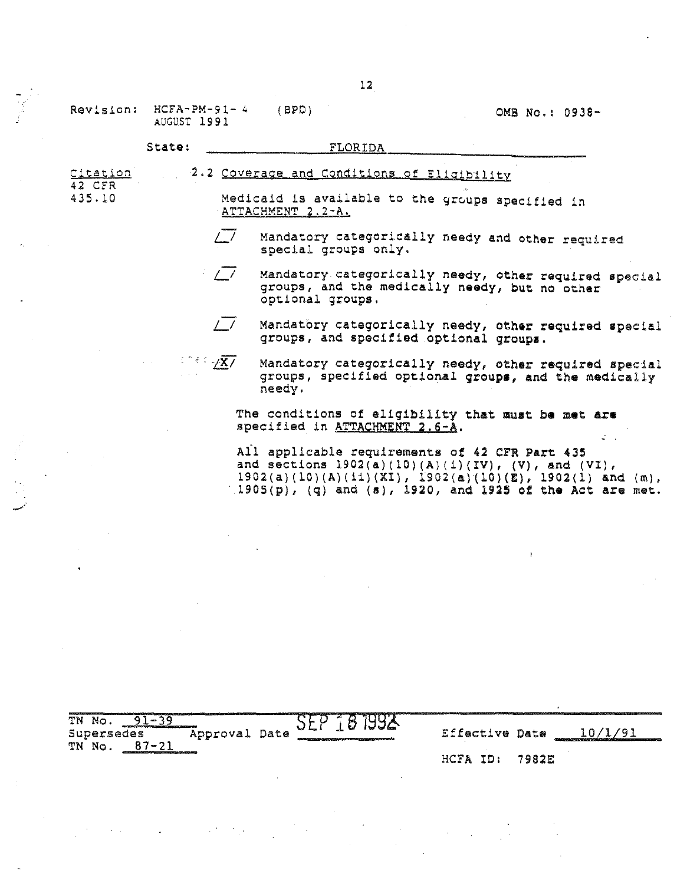Revision: HCFA-PM-91-4 (BPD) OMB No.: 0938-
AUGUST 1991

State: FLORIDA

Citation
42 CFR
435.10

2.2 Coverage and Conditions of Eligibility

Medicaid is available to the groups specified in ATTACHMENT 2.2-A.

/_/ Mandatory categorically needy and other required special groups only.

/_/ Mandatory categorically needy, other required special groups, and the medically needy, but no other optional groups.

/_/ Mandatory categorically needy, other required special groups, and specified optional groups.

/X/ Mandatory categorically needy, other required special groups, specified optional groups, and the medically needy.

The conditions of eligibility that must be met are specified in ATTACHMENT 2.6-A.

All applicable requirements of 42 CFR Part 435 and sections 1902(a)(10)(A)(i)(IV), (V), and (VI), 1902(a)(10)(A)(ii)(XI), 1902(a)(10)(E), 1902(l) and (m), 1905(p), (q) and (s), 1920, and 1925 of the Act are met.

TN No. 91-39
Supersedes Approval Date SEP 18 1992 Effective Date 10/1/91
TN No. 87-21
HCFA ID: 7982E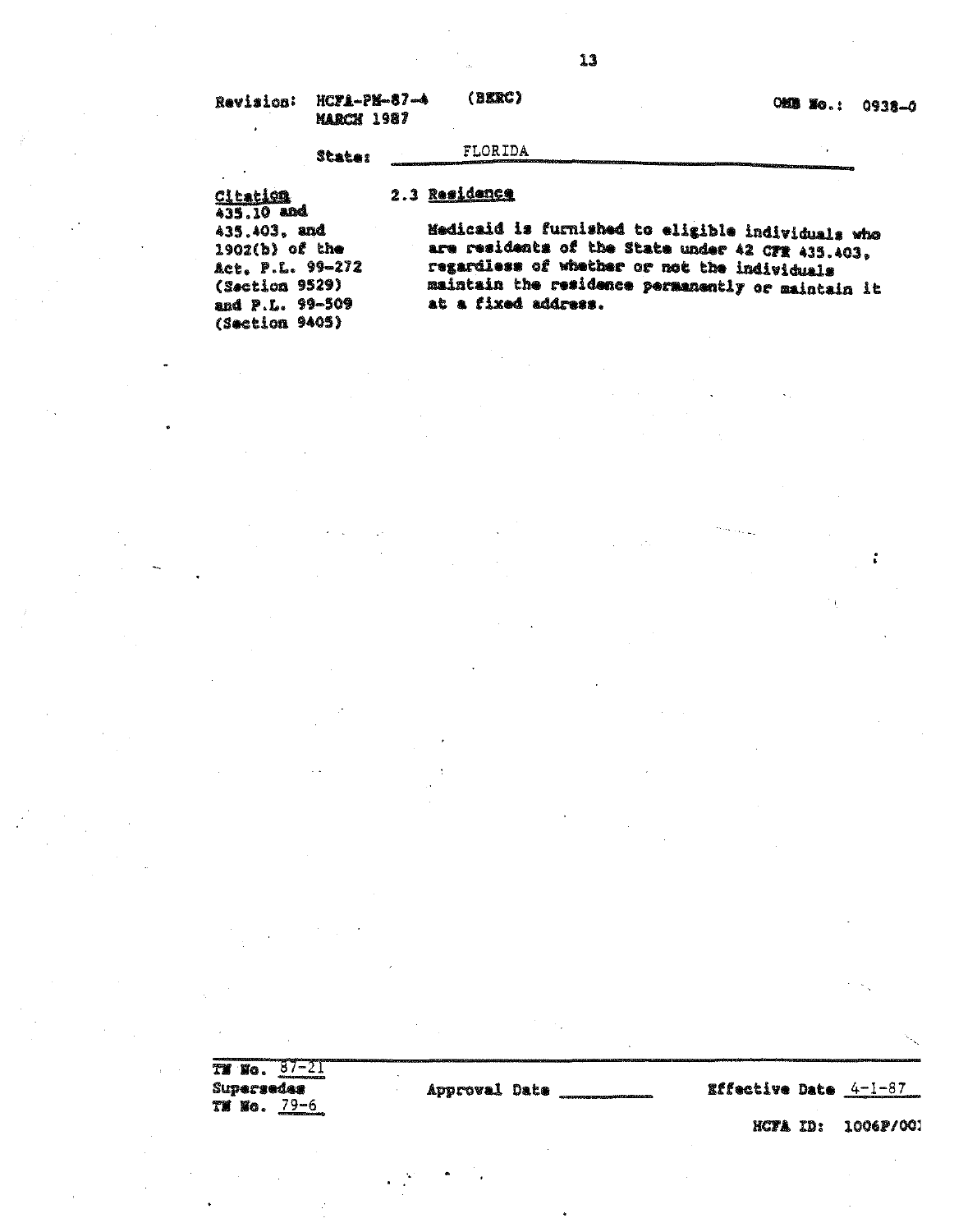Revision: HCFA-PM-87-4 (BERC)
MARCH 1987

OMB No.: 0938-0

State: FLORIDA

| Citation | |
|---|---|
| 435.10 and 435.403, and 1902(b) of the Act, P.L. 99-272 (Section 9529) and P.L. 99-509 (Section 9405) | **2.3 Residence**<br><br>Medicaid is furnished to eligible individuals who are residents of the State under 42 CFR 435.403, regardless of whether or not the individuals maintain the residence permanently or maintain it at a fixed address. |

TN No. 87-21
Supersedes
TN No. 79-6

Approval Date \_\_\_\_\_\_\_\_

Effective Date 4-1-87

HCFA ID: 1006P/00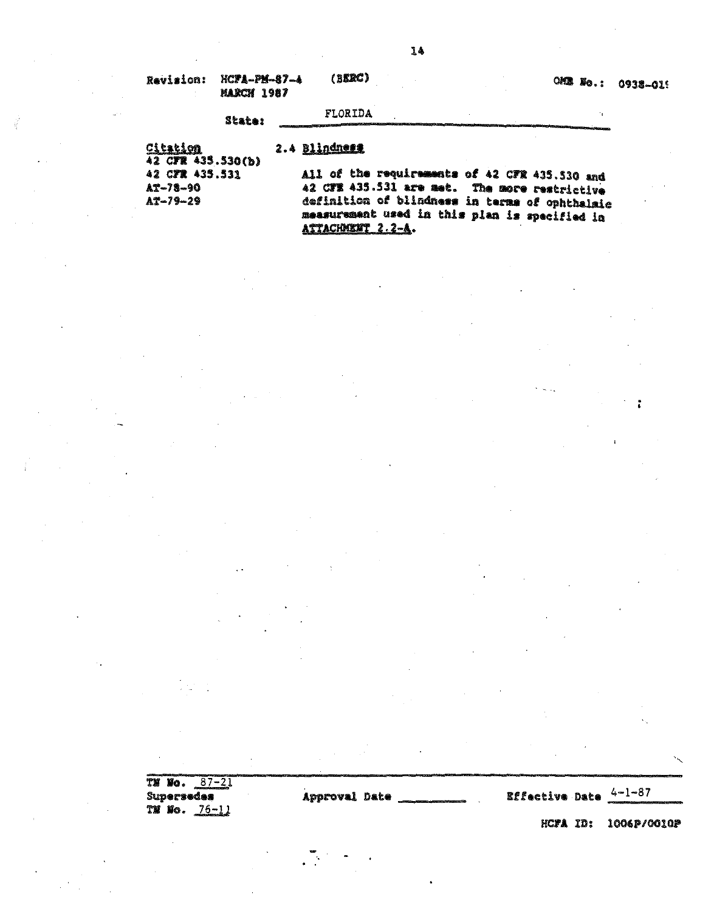Revision: HCFA-PM-87-4 (BERC) MARCH 1987

OMB No.: 0938-019

State: FLORIDA

| Citation | |
|---|---|
| 42 CFR 435.530(b)<br>42 CFR 435.531<br>AT-78-90<br>AT-79-29 | **2.4 Blindness**<br><br>All of the requirements of 42 CFR 435.530 and 42 CFR 435.531 are met. The more restrictive definition of blindness in terms of ophthalmic measurement used in this plan is specified in ATTACHMENT 2.2-A. |

TN No. 87-21
Supersedes
TN No. 76-11

Approval Date ________

Effective Date 4-1-87

HCFA ID: 1006P/0010P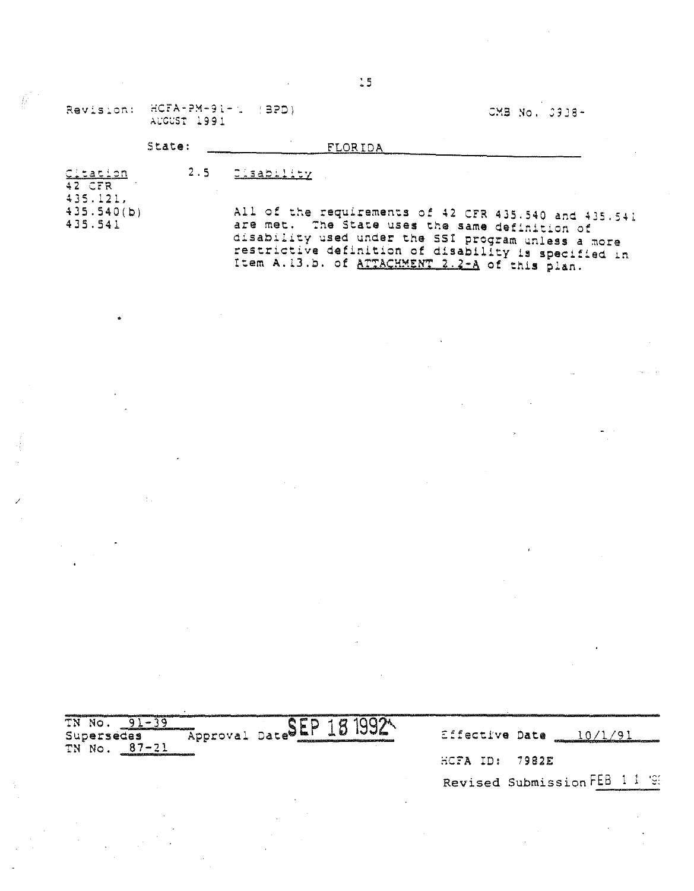Revision: HCFA-PM-91-1 (BPD)
AUGUST 1991

OMB No. 0938-

State: FLORIDA

| Citation | | |
|---|---|---|
| 42 CFR 435.121, 435.540(b) 435.541 | 2.5 | Disability |
| | | All of the requirements of 42 CFR 435.540 and 435.541 are met. The State uses the same definition of disability used under the SSI program unless a more restrictive definition of disability is specified in Item A.13.b. of ATTACHMENT 2.2-A of this plan. |

TN No. 91-39
Supersedes TN No. 87-21
Approval Date SEP 18 1992
Effective Date 10/1/91
HCFA ID: 7982E
Revised Submission FEB 1 1 '9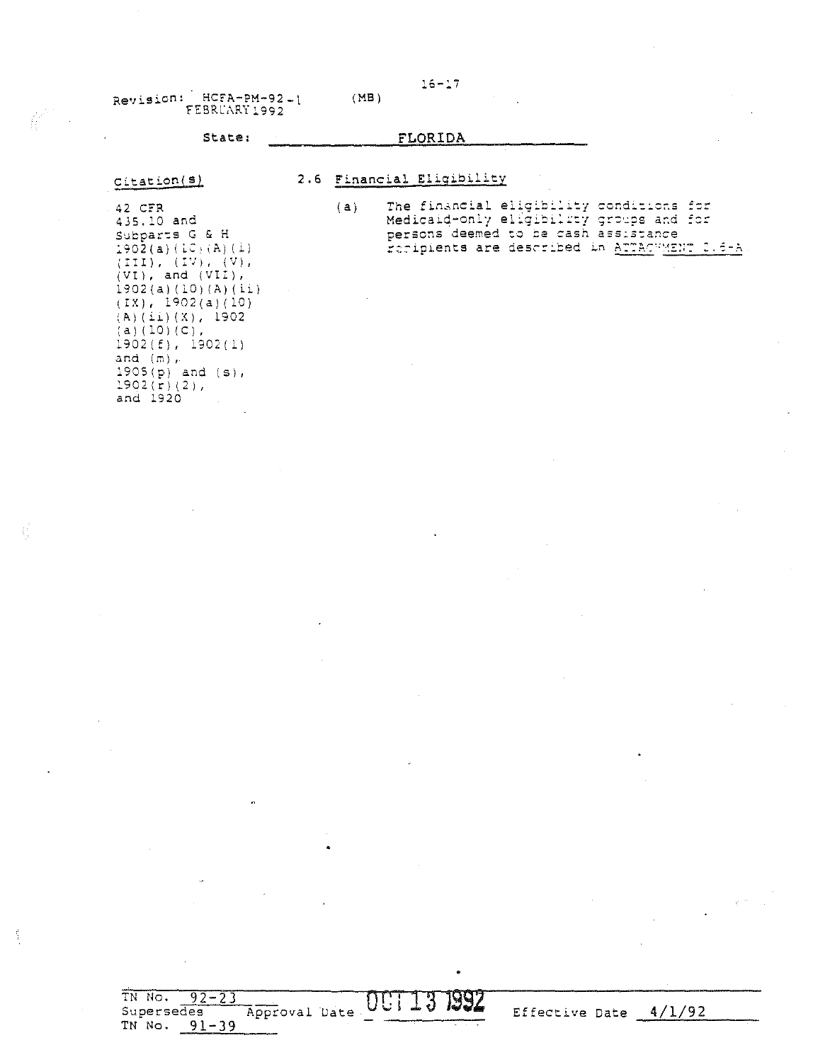Revision: HCFA-PM-92-1 (MB)
FEBRUARY 1992

State: FLORIDA

| Citation(s) | 2.6 Financial Eligibility |
|---|---|
| 42 CFR 435.10 and Subparts G & H 1902(a)(10)(A)(i)(III), (IV), (V), (VI), and (VII), 1902(a)(10)(A)(ii)(IX), 1902(a)(10)(A)(ii)(X), 1902(a)(10)(C), 1902(f), 1902(l) and (m), 1905(p) and (s), 1902(r)(2), and 1920 | (a) The financial eligibility conditions for Medicaid-only eligibility groups and for persons deemed to be cash assistance recipients are described in ATTACHMENT 2.6-A. |

TN No. 92-23
Supersedes TN No. 91-39
Approval Date OCT 13 1992
Effective Date 4/1/92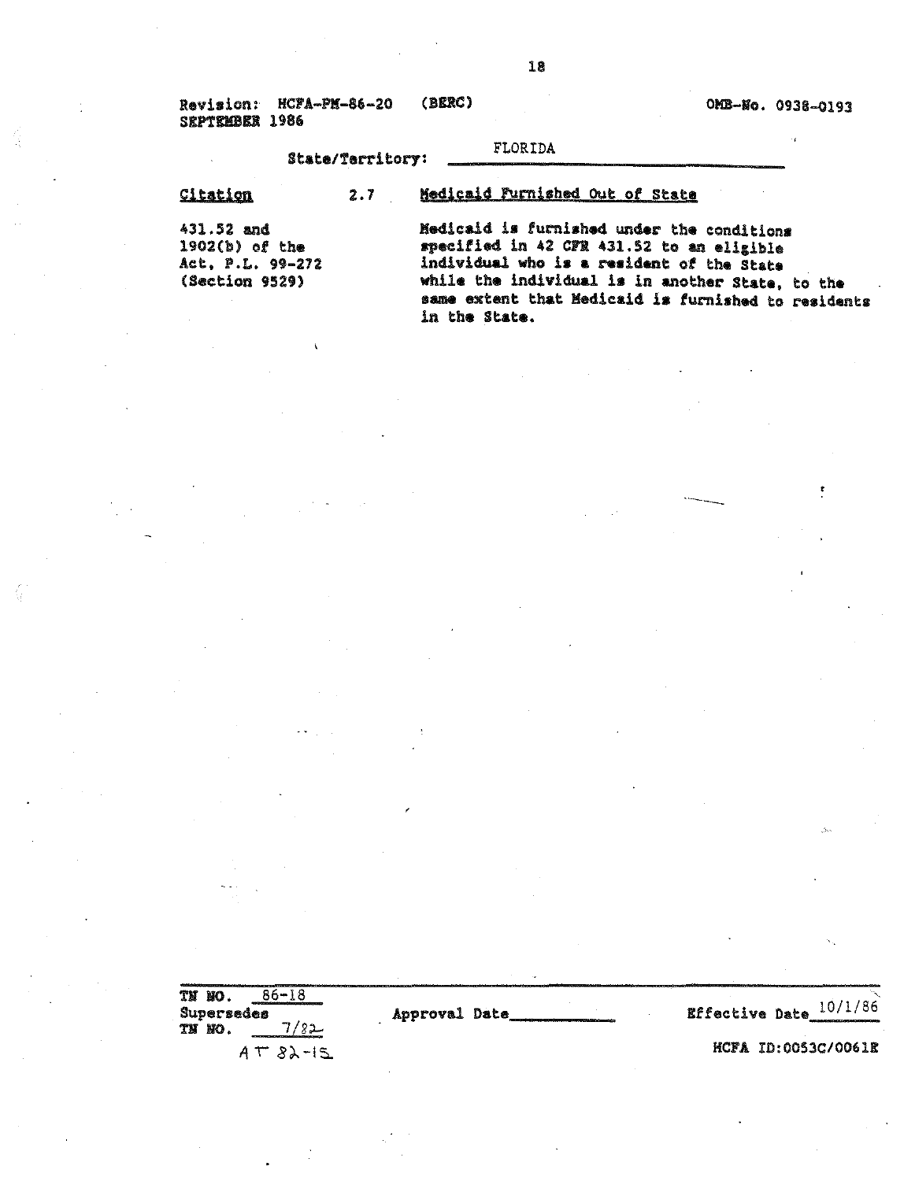Revision: HCFA-PM-86-20 (BERC)
SEPTEMBER 1986

OMB-No. 0938-0193

State/Territory: FLORIDA

| Citation | | |
|---|---|---|
| 431.52 and 1902(b) of the Act, P.L. 99-272 (Section 9529) | 2.7 | **Medicaid Furnished Out of State**<br><br>Medicaid is furnished under the conditions specified in 42 CFR 431.52 to an eligible individual who is a resident of the State while the individual is in another State, to the same extent that Medicaid is furnished to residents in the State. |

TN NO. 86-18
Supersedes
TN NO. 7/82
AT 82-15

Approval Date\_\_\_\_\_\_\_\_\_\_

Effective Date 10/1/86

HCFA ID:0053C/0061E